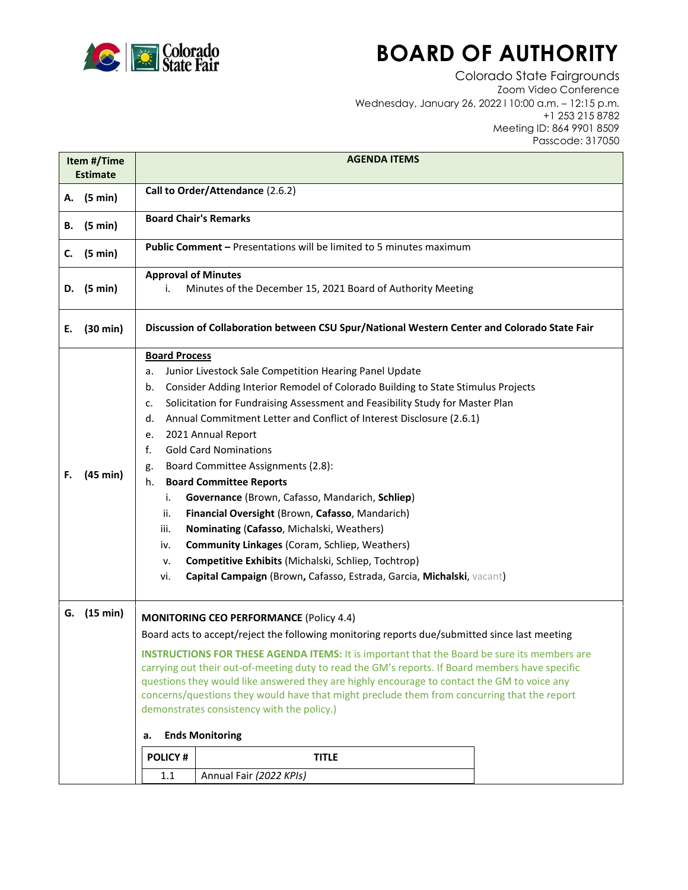# BOARD OF AUTHORITY

Colorado State Fairgrounds
Zoom Video Conference
Wednesday, January 26, 2022 l 10:00 a.m. – 12:15 p.m.
+1 253 215 8782
Meeting ID: 864 9901 8509
Passcode: 317050

| Item #/Time Estimate | AGENDA ITEMS |
|---|---|
| **A. (5 min)** | **Call to Order/Attendance** (2.6.2) |
| **B. (5 min)** | **Board Chair's Remarks** |
| **C. (5 min)** | **Public Comment –** Presentations will be limited to 5 minutes maximum |
| **D. (5 min)** | **Approval of Minutes**<br>i. Minutes of the December 15, 2021 Board of Authority Meeting |
| **E. (30 min)** | **Discussion of Collaboration between CSU Spur/National Western Center and Colorado State Fair** |
| **F. (45 min)** | **Board Process**<br>a. Junior Livestock Sale Competition Hearing Panel Update<br>b. Consider Adding Interior Remodel of Colorado Building to State Stimulus Projects<br>c. Solicitation for Fundraising Assessment and Feasibility Study for Master Plan<br>d. Annual Commitment Letter and Conflict of Interest Disclosure (2.6.1)<br>e. 2021 Annual Report<br>f. Gold Card Nominations<br>g. Board Committee Assignments (2.8):<br>h. **Board Committee Reports**<br>i. **Governance** (Brown, Cafasso, Mandarich, **Schliep**)<br>ii. **Financial Oversight** (Brown, **Cafasso**, Mandarich)<br>iii. **Nominating** (**Cafasso**, Michalski, Weathers)<br>iv. **Community Linkages** (Coram, Schliep, Weathers)<br>v. **Competitive Exhibits** (Michalski, Schliep, Tochtrop)<br>vi. **Capital Campaign** (Brown**,** Cafasso, Estrada, Garcia, **Michalski**, vacant) |
| **G. (15 min)** | **MONITORING CEO PERFORMANCE** (Policy 4.4)<br>Board acts to accept/reject the following monitoring reports due/submitted since last meeting<br>**INSTRUCTIONS FOR THESE AGENDA ITEMS:** It is important that the Board be sure its members are carrying out their out-of-meeting duty to read the GM's reports. If Board members have specific questions they would like answered they are highly encourage to contact the GM to voice any concerns/questions they would have that might preclude them from concurring that the report demonstrates consistency with the policy.)<br>**a. Ends Monitoring** |

| POLICY # | TITLE |
|---|---|
| 1.1 | Annual Fair *(2022 KPIs)* |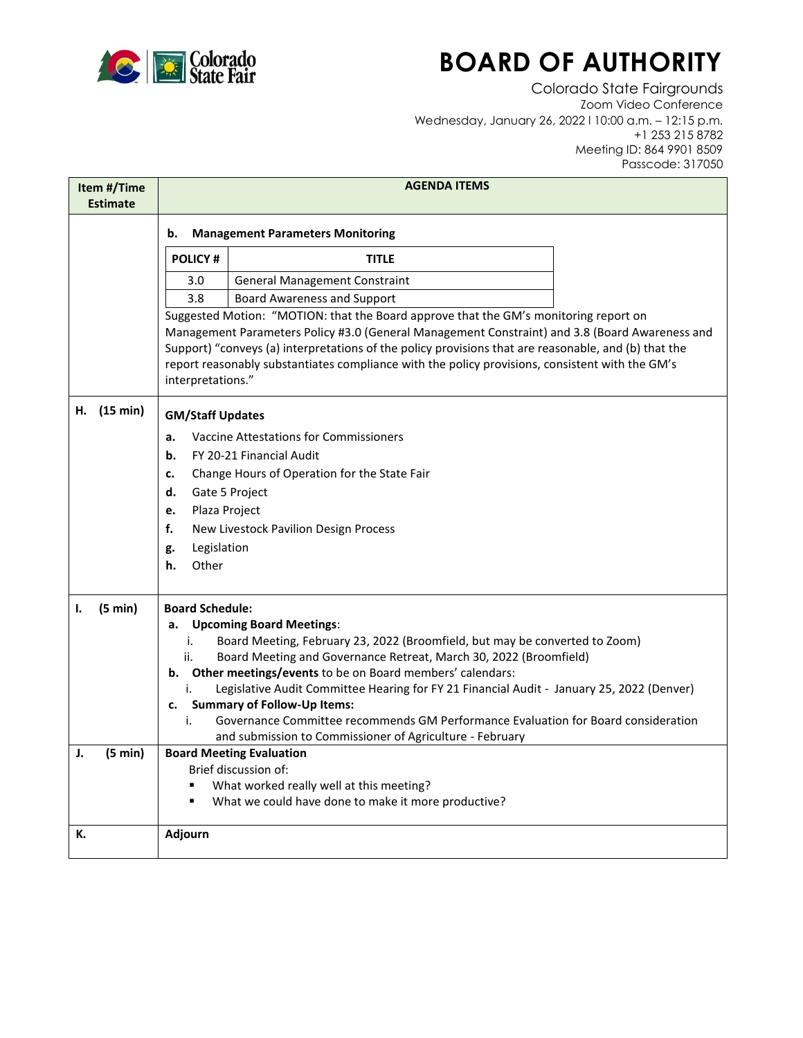# BOARD OF AUTHORITY

Colorado State Fairgrounds
Zoom Video Conference
Wednesday, January 26, 2022 l 10:00 a.m. – 12:15 p.m.
+1 253 215 8782
Meeting ID: 864 9901 8509
Passcode: 317050

| Item #/Time Estimate | AGENDA ITEMS |
|---|---|
| | **b. Management Parameters Monitoring**<br><br>POLICY # — TITLE<br>3.0 — General Management Constraint<br>3.8 — Board Awareness and Support<br><br>Suggested Motion: "MOTION: that the Board approve that the GM's monitoring report on Management Parameters Policy #3.0 (General Management Constraint) and 3.8 (Board Awareness and Support) "conveys (a) interpretations of the policy provisions that are reasonable, and (b) that the report reasonably substantiates compliance with the policy provisions, consistent with the GM's interpretations." |
| **H. (15 min)** | **GM/Staff Updates**<br>**a.** Vaccine Attestations for Commissioners<br>**b.** FY 20-21 Financial Audit<br>**c.** Change Hours of Operation for the State Fair<br>**d.** Gate 5 Project<br>**e.** Plaza Project<br>**f.** New Livestock Pavilion Design Process<br>**g.** Legislation<br>**h.** Other |
| **I. (5 min)** | **Board Schedule:**<br>**a. Upcoming Board Meetings**:<br>i. Board Meeting, February 23, 2022 (Broomfield, but may be converted to Zoom)<br>ii. Board Meeting and Governance Retreat, March 30, 2022 (Broomfield)<br>**b. Other meetings/events** to be on Board members' calendars:<br>i. Legislative Audit Committee Hearing for FY 21 Financial Audit - January 25, 2022 (Denver)<br>**c. Summary of Follow-Up Items:**<br>i. Governance Committee recommends GM Performance Evaluation for Board consideration and submission to Commissioner of Agriculture - February |
| **J. (5 min)** | **Board Meeting Evaluation**<br>Brief discussion of:<br>▪ What worked really well at this meeting?<br>▪ What we could have done to make it more productive? |
| **K.** | **Adjourn** |